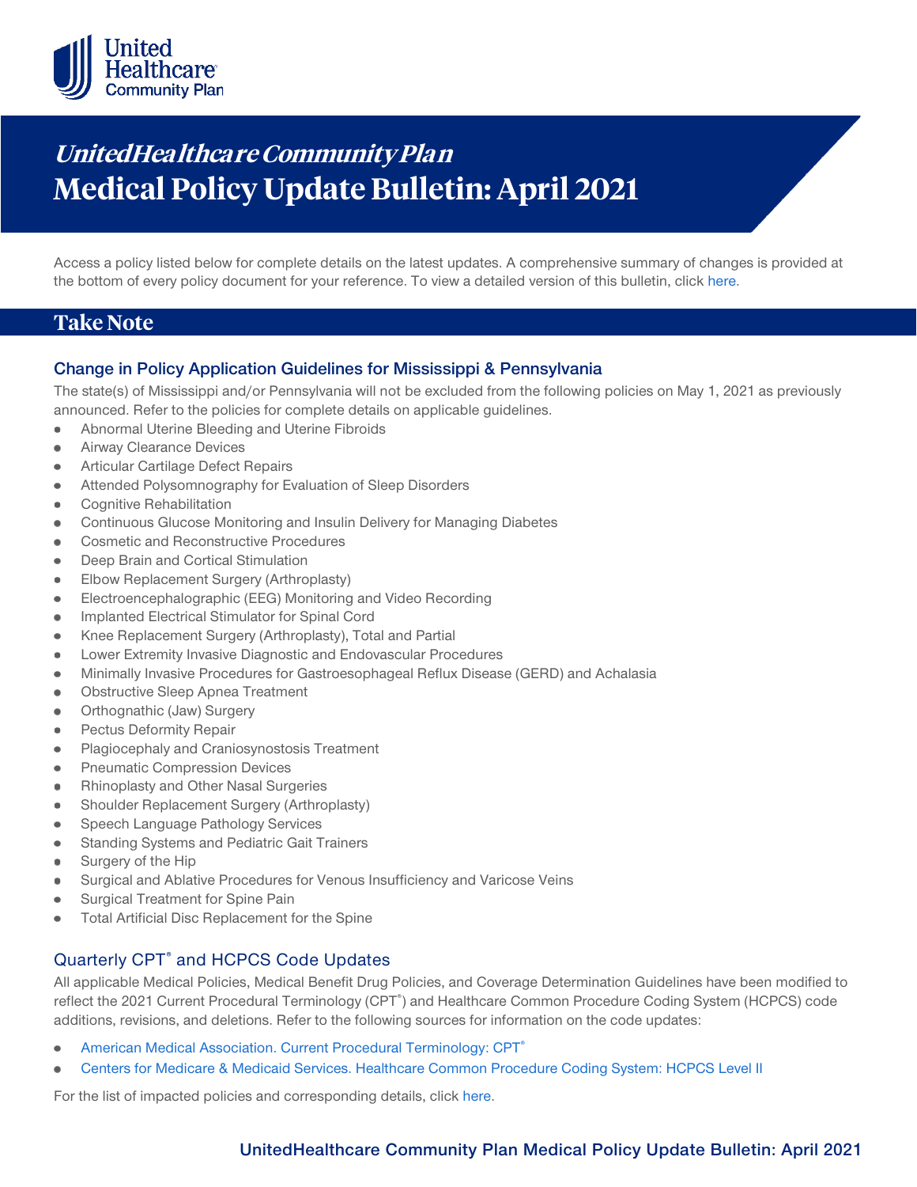# *UnitedHealthcare Community Plan*
# Medical Policy Update Bulletin: April 2021

Access a policy listed below for complete details on the latest updates. A comprehensive summary of changes is provided at the bottom of every policy document for your reference. To view a detailed version of this bulletin, click here.

## Take Note

### Change in Policy Application Guidelines for Mississippi & Pennsylvania

The state(s) of Mississippi and/or Pennsylvania will not be excluded from the following policies on May 1, 2021 as previously announced. Refer to the policies for complete details on applicable guidelines.

- Abnormal Uterine Bleeding and Uterine Fibroids
- Airway Clearance Devices
- Articular Cartilage Defect Repairs
- Attended Polysomnography for Evaluation of Sleep Disorders
- Cognitive Rehabilitation
- Continuous Glucose Monitoring and Insulin Delivery for Managing Diabetes
- Cosmetic and Reconstructive Procedures
- Deep Brain and Cortical Stimulation
- Elbow Replacement Surgery (Arthroplasty)
- Electroencephalographic (EEG) Monitoring and Video Recording
- Implanted Electrical Stimulator for Spinal Cord
- Knee Replacement Surgery (Arthroplasty), Total and Partial
- Lower Extremity Invasive Diagnostic and Endovascular Procedures
- Minimally Invasive Procedures for Gastroesophageal Reflux Disease (GERD) and Achalasia
- Obstructive Sleep Apnea Treatment
- Orthognathic (Jaw) Surgery
- Pectus Deformity Repair
- Plagiocephaly and Craniosynostosis Treatment
- Pneumatic Compression Devices
- Rhinoplasty and Other Nasal Surgeries
- Shoulder Replacement Surgery (Arthroplasty)
- Speech Language Pathology Services
- Standing Systems and Pediatric Gait Trainers
- Surgery of the Hip
- Surgical and Ablative Procedures for Venous Insufficiency and Varicose Veins
- Surgical Treatment for Spine Pain
- Total Artificial Disc Replacement for the Spine

### Quarterly CPT® and HCPCS Code Updates

All applicable Medical Policies, Medical Benefit Drug Policies, and Coverage Determination Guidelines have been modified to reflect the 2021 Current Procedural Terminology (CPT®) and Healthcare Common Procedure Coding System (HCPCS) code additions, revisions, and deletions. Refer to the following sources for information on the code updates:

- American Medical Association. Current Procedural Terminology: CPT®
- Centers for Medicare & Medicaid Services. Healthcare Common Procedure Coding System: HCPCS Level II

For the list of impacted policies and corresponding details, click here.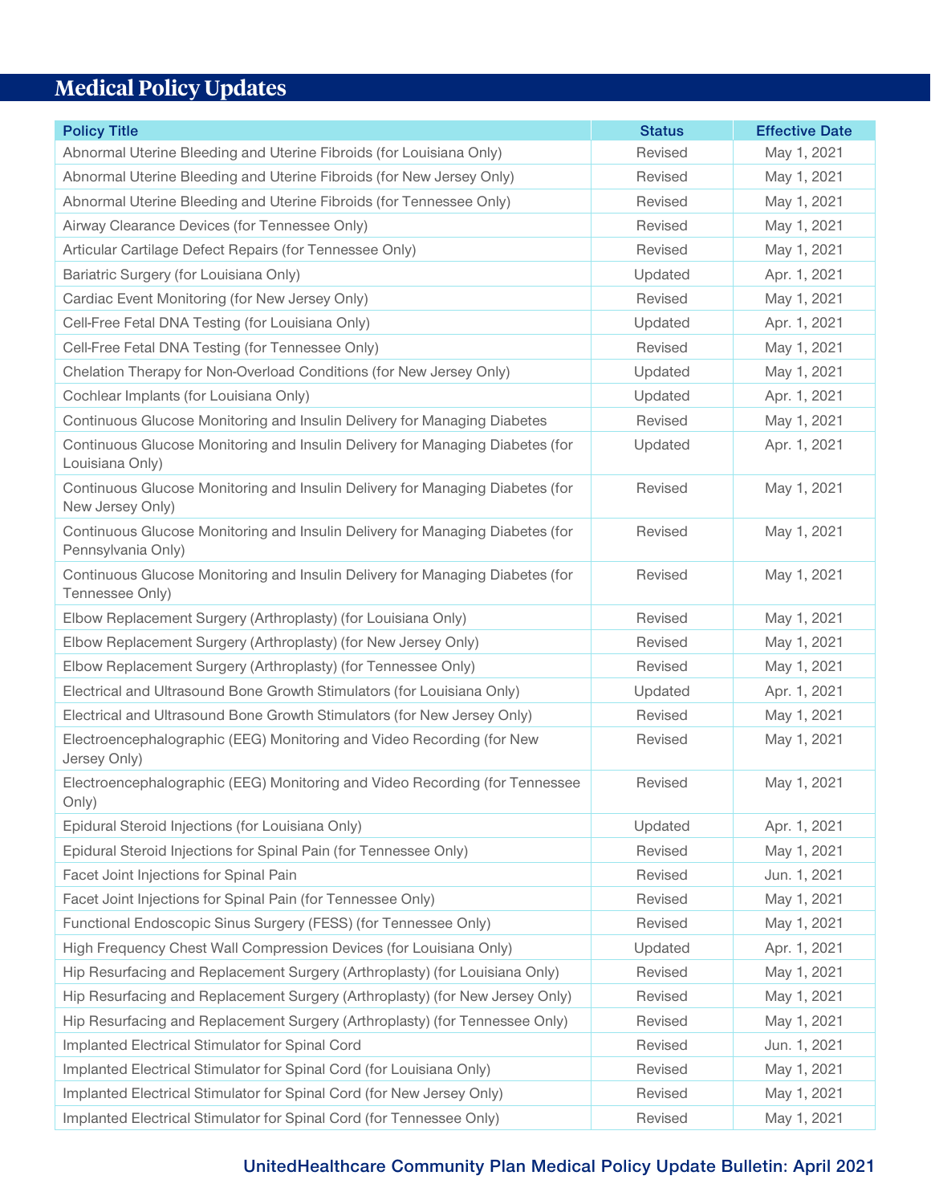## Medical Policy Updates

| Policy Title | Status | Effective Date |
|---|---|---|
| Abnormal Uterine Bleeding and Uterine Fibroids (for Louisiana Only) | Revised | May 1, 2021 |
| Abnormal Uterine Bleeding and Uterine Fibroids (for New Jersey Only) | Revised | May 1, 2021 |
| Abnormal Uterine Bleeding and Uterine Fibroids (for Tennessee Only) | Revised | May 1, 2021 |
| Airway Clearance Devices (for Tennessee Only) | Revised | May 1, 2021 |
| Articular Cartilage Defect Repairs (for Tennessee Only) | Revised | May 1, 2021 |
| Bariatric Surgery (for Louisiana Only) | Updated | Apr. 1, 2021 |
| Cardiac Event Monitoring (for New Jersey Only) | Revised | May 1, 2021 |
| Cell-Free Fetal DNA Testing (for Louisiana Only) | Updated | Apr. 1, 2021 |
| Cell-Free Fetal DNA Testing (for Tennessee Only) | Revised | May 1, 2021 |
| Chelation Therapy for Non-Overload Conditions (for New Jersey Only) | Updated | May 1, 2021 |
| Cochlear Implants (for Louisiana Only) | Updated | Apr. 1, 2021 |
| Continuous Glucose Monitoring and Insulin Delivery for Managing Diabetes | Revised | May 1, 2021 |
| Continuous Glucose Monitoring and Insulin Delivery for Managing Diabetes (for Louisiana Only) | Updated | Apr. 1, 2021 |
| Continuous Glucose Monitoring and Insulin Delivery for Managing Diabetes (for New Jersey Only) | Revised | May 1, 2021 |
| Continuous Glucose Monitoring and Insulin Delivery for Managing Diabetes (for Pennsylvania Only) | Revised | May 1, 2021 |
| Continuous Glucose Monitoring and Insulin Delivery for Managing Diabetes (for Tennessee Only) | Revised | May 1, 2021 |
| Elbow Replacement Surgery (Arthroplasty) (for Louisiana Only) | Revised | May 1, 2021 |
| Elbow Replacement Surgery (Arthroplasty) (for New Jersey Only) | Revised | May 1, 2021 |
| Elbow Replacement Surgery (Arthroplasty) (for Tennessee Only) | Revised | May 1, 2021 |
| Electrical and Ultrasound Bone Growth Stimulators (for Louisiana Only) | Updated | Apr. 1, 2021 |
| Electrical and Ultrasound Bone Growth Stimulators (for New Jersey Only) | Revised | May 1, 2021 |
| Electroencephalographic (EEG) Monitoring and Video Recording (for New Jersey Only) | Revised | May 1, 2021 |
| Electroencephalographic (EEG) Monitoring and Video Recording (for Tennessee Only) | Revised | May 1, 2021 |
| Epidural Steroid Injections (for Louisiana Only) | Updated | Apr. 1, 2021 |
| Epidural Steroid Injections for Spinal Pain (for Tennessee Only) | Revised | May 1, 2021 |
| Facet Joint Injections for Spinal Pain | Revised | Jun. 1, 2021 |
| Facet Joint Injections for Spinal Pain (for Tennessee Only) | Revised | May 1, 2021 |
| Functional Endoscopic Sinus Surgery (FESS) (for Tennessee Only) | Revised | May 1, 2021 |
| High Frequency Chest Wall Compression Devices (for Louisiana Only) | Updated | Apr. 1, 2021 |
| Hip Resurfacing and Replacement Surgery (Arthroplasty) (for Louisiana Only) | Revised | May 1, 2021 |
| Hip Resurfacing and Replacement Surgery (Arthroplasty) (for New Jersey Only) | Revised | May 1, 2021 |
| Hip Resurfacing and Replacement Surgery (Arthroplasty) (for Tennessee Only) | Revised | May 1, 2021 |
| Implanted Electrical Stimulator for Spinal Cord | Revised | Jun. 1, 2021 |
| Implanted Electrical Stimulator for Spinal Cord (for Louisiana Only) | Revised | May 1, 2021 |
| Implanted Electrical Stimulator for Spinal Cord (for New Jersey Only) | Revised | May 1, 2021 |
| Implanted Electrical Stimulator for Spinal Cord (for Tennessee Only) | Revised | May 1, 2021 |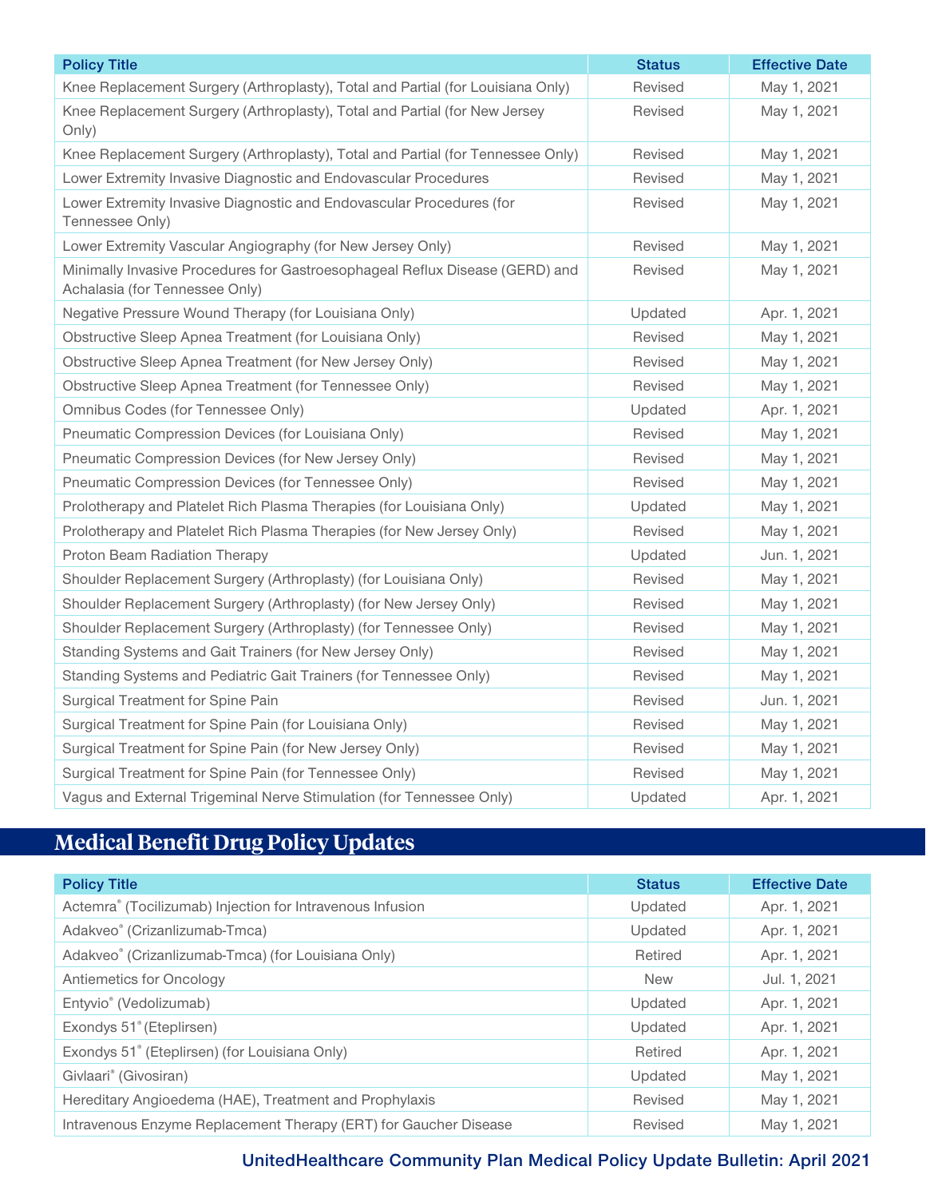| Policy Title | Status | Effective Date |
| --- | --- | --- |
| Knee Replacement Surgery (Arthroplasty), Total and Partial (for Louisiana Only) | Revised | May 1, 2021 |
| Knee Replacement Surgery (Arthroplasty), Total and Partial (for New Jersey Only) | Revised | May 1, 2021 |
| Knee Replacement Surgery (Arthroplasty), Total and Partial (for Tennessee Only) | Revised | May 1, 2021 |
| Lower Extremity Invasive Diagnostic and Endovascular Procedures | Revised | May 1, 2021 |
| Lower Extremity Invasive Diagnostic and Endovascular Procedures (for Tennessee Only) | Revised | May 1, 2021 |
| Lower Extremity Vascular Angiography (for New Jersey Only) | Revised | May 1, 2021 |
| Minimally Invasive Procedures for Gastroesophageal Reflux Disease (GERD) and Achalasia (for Tennessee Only) | Revised | May 1, 2021 |
| Negative Pressure Wound Therapy (for Louisiana Only) | Updated | Apr. 1, 2021 |
| Obstructive Sleep Apnea Treatment (for Louisiana Only) | Revised | May 1, 2021 |
| Obstructive Sleep Apnea Treatment (for New Jersey Only) | Revised | May 1, 2021 |
| Obstructive Sleep Apnea Treatment (for Tennessee Only) | Revised | May 1, 2021 |
| Omnibus Codes (for Tennessee Only) | Updated | Apr. 1, 2021 |
| Pneumatic Compression Devices (for Louisiana Only) | Revised | May 1, 2021 |
| Pneumatic Compression Devices (for New Jersey Only) | Revised | May 1, 2021 |
| Pneumatic Compression Devices (for Tennessee Only) | Revised | May 1, 2021 |
| Prolotherapy and Platelet Rich Plasma Therapies (for Louisiana Only) | Updated | May 1, 2021 |
| Prolotherapy and Platelet Rich Plasma Therapies (for New Jersey Only) | Revised | May 1, 2021 |
| Proton Beam Radiation Therapy | Updated | Jun. 1, 2021 |
| Shoulder Replacement Surgery (Arthroplasty) (for Louisiana Only) | Revised | May 1, 2021 |
| Shoulder Replacement Surgery (Arthroplasty) (for New Jersey Only) | Revised | May 1, 2021 |
| Shoulder Replacement Surgery (Arthroplasty) (for Tennessee Only) | Revised | May 1, 2021 |
| Standing Systems and Gait Trainers (for New Jersey Only) | Revised | May 1, 2021 |
| Standing Systems and Pediatric Gait Trainers (for Tennessee Only) | Revised | May 1, 2021 |
| Surgical Treatment for Spine Pain | Revised | Jun. 1, 2021 |
| Surgical Treatment for Spine Pain (for Louisiana Only) | Revised | May 1, 2021 |
| Surgical Treatment for Spine Pain (for New Jersey Only) | Revised | May 1, 2021 |
| Surgical Treatment for Spine Pain (for Tennessee Only) | Revised | May 1, 2021 |
| Vagus and External Trigeminal Nerve Stimulation (for Tennessee Only) | Updated | Apr. 1, 2021 |

## Medical Benefit Drug Policy Updates

| Policy Title | Status | Effective Date |
| --- | --- | --- |
| Actemra® (Tocilizumab) Injection for Intravenous Infusion | Updated | Apr. 1, 2021 |
| Adakveo® (Crizanlizumab-Tmca) | Updated | Apr. 1, 2021 |
| Adakveo® (Crizanlizumab-Tmca) (for Louisiana Only) | Retired | Apr. 1, 2021 |
| Antiemetics for Oncology | New | Jul. 1, 2021 |
| Entyvio® (Vedolizumab) | Updated | Apr. 1, 2021 |
| Exondys 51® (Eteplirsen) | Updated | Apr. 1, 2021 |
| Exondys 51® (Eteplirsen) (for Louisiana Only) | Retired | Apr. 1, 2021 |
| Givlaari® (Givosiran) | Updated | May 1, 2021 |
| Hereditary Angioedema (HAE), Treatment and Prophylaxis | Revised | May 1, 2021 |
| Intravenous Enzyme Replacement Therapy (ERT) for Gaucher Disease | Revised | May 1, 2021 |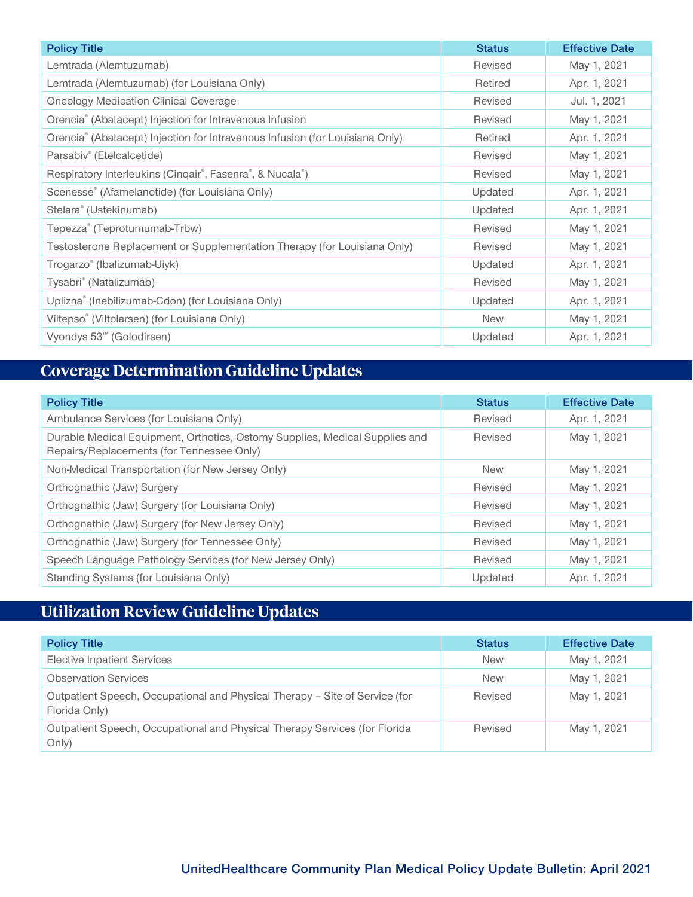| Policy Title | Status | Effective Date |
|---|---|---|
| Lemtrada (Alemtuzumab) | Revised | May 1, 2021 |
| Lemtrada (Alemtuzumab) (for Louisiana Only) | Retired | Apr. 1, 2021 |
| Oncology Medication Clinical Coverage | Revised | Jul. 1, 2021 |
| Orencia® (Abatacept) Injection for Intravenous Infusion | Revised | May 1, 2021 |
| Orencia® (Abatacept) Injection for Intravenous Infusion (for Louisiana Only) | Retired | Apr. 1, 2021 |
| Parsabiv® (Etelcalcetide) | Revised | May 1, 2021 |
| Respiratory Interleukins (Cinqair®, Fasenra®, & Nucala®) | Revised | May 1, 2021 |
| Scenesse® (Afamelanotide) (for Louisiana Only) | Updated | Apr. 1, 2021 |
| Stelara® (Ustekinumab) | Updated | Apr. 1, 2021 |
| Tepezza® (Teprotumumab-Trbw) | Revised | May 1, 2021 |
| Testosterone Replacement or Supplementation Therapy (for Louisiana Only) | Revised | May 1, 2021 |
| Trogarzo® (Ibalizumab-Uiyk) | Updated | Apr. 1, 2021 |
| Tysabri® (Natalizumab) | Revised | May 1, 2021 |
| Uplizna® (Inebilizumab-Cdon) (for Louisiana Only) | Updated | Apr. 1, 2021 |
| Viltepso® (Viltolarsen) (for Louisiana Only) | New | May 1, 2021 |
| Vyondys 53™ (Golodirsen) | Updated | Apr. 1, 2021 |

## Coverage Determination Guideline Updates

| Policy Title | Status | Effective Date |
|---|---|---|
| Ambulance Services (for Louisiana Only) | Revised | Apr. 1, 2021 |
| Durable Medical Equipment, Orthotics, Ostomy Supplies, Medical Supplies and Repairs/Replacements (for Tennessee Only) | Revised | May 1, 2021 |
| Non-Medical Transportation (for New Jersey Only) | New | May 1, 2021 |
| Orthognathic (Jaw) Surgery | Revised | May 1, 2021 |
| Orthognathic (Jaw) Surgery (for Louisiana Only) | Revised | May 1, 2021 |
| Orthognathic (Jaw) Surgery (for New Jersey Only) | Revised | May 1, 2021 |
| Orthognathic (Jaw) Surgery (for Tennessee Only) | Revised | May 1, 2021 |
| Speech Language Pathology Services (for New Jersey Only) | Revised | May 1, 2021 |
| Standing Systems (for Louisiana Only) | Updated | Apr. 1, 2021 |

## Utilization Review Guideline Updates

| Policy Title | Status | Effective Date |
|---|---|---|
| Elective Inpatient Services | New | May 1, 2021 |
| Observation Services | New | May 1, 2021 |
| Outpatient Speech, Occupational and Physical Therapy – Site of Service (for Florida Only) | Revised | May 1, 2021 |
| Outpatient Speech, Occupational and Physical Therapy Services (for Florida Only) | Revised | May 1, 2021 |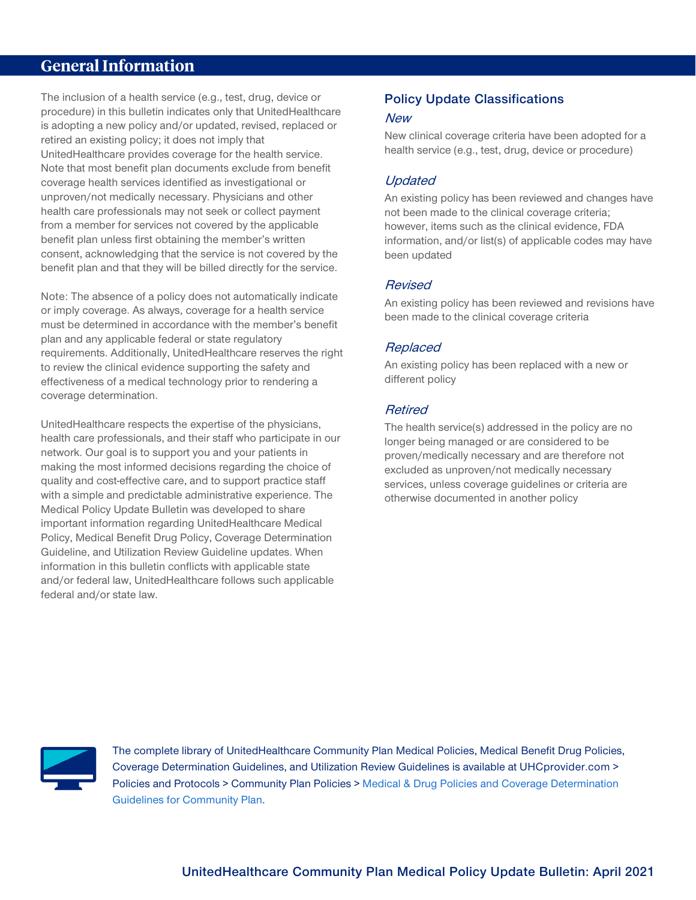## General Information

The inclusion of a health service (e.g., test, drug, device or procedure) in this bulletin indicates only that UnitedHealthcare is adopting a new policy and/or updated, revised, replaced or retired an existing policy; it does not imply that UnitedHealthcare provides coverage for the health service. Note that most benefit plan documents exclude from benefit coverage health services identified as investigational or unproven/not medically necessary. Physicians and other health care professionals may not seek or collect payment from a member for services not covered by the applicable benefit plan unless first obtaining the member's written consent, acknowledging that the service is not covered by the benefit plan and that they will be billed directly for the service.

Note: The absence of a policy does not automatically indicate or imply coverage. As always, coverage for a health service must be determined in accordance with the member's benefit plan and any applicable federal or state regulatory requirements. Additionally, UnitedHealthcare reserves the right to review the clinical evidence supporting the safety and effectiveness of a medical technology prior to rendering a coverage determination.

UnitedHealthcare respects the expertise of the physicians, health care professionals, and their staff who participate in our network. Our goal is to support you and your patients in making the most informed decisions regarding the choice of quality and cost-effective care, and to support practice staff with a simple and predictable administrative experience. The Medical Policy Update Bulletin was developed to share important information regarding UnitedHealthcare Medical Policy, Medical Benefit Drug Policy, Coverage Determination Guideline, and Utilization Review Guideline updates. When information in this bulletin conflicts with applicable state and/or federal law, UnitedHealthcare follows such applicable federal and/or state law.

### Policy Update Classifications

*New*

New clinical coverage criteria have been adopted for a health service (e.g., test, drug, device or procedure)

*Updated*

An existing policy has been reviewed and changes have not been made to the clinical coverage criteria; however, items such as the clinical evidence, FDA information, and/or list(s) of applicable codes may have been updated

*Revised*

An existing policy has been reviewed and revisions have been made to the clinical coverage criteria

*Replaced*

An existing policy has been replaced with a new or different policy

*Retired*

The health service(s) addressed in the policy are no longer being managed or are considered to be proven/medically necessary and are therefore not excluded as unproven/not medically necessary services, unless coverage guidelines or criteria are otherwise documented in another policy

The complete library of UnitedHealthcare Community Plan Medical Policies, Medical Benefit Drug Policies, Coverage Determination Guidelines, and Utilization Review Guidelines is available at UHCprovider.com > Policies and Protocols > Community Plan Policies > Medical & Drug Policies and Coverage Determination Guidelines for Community Plan.